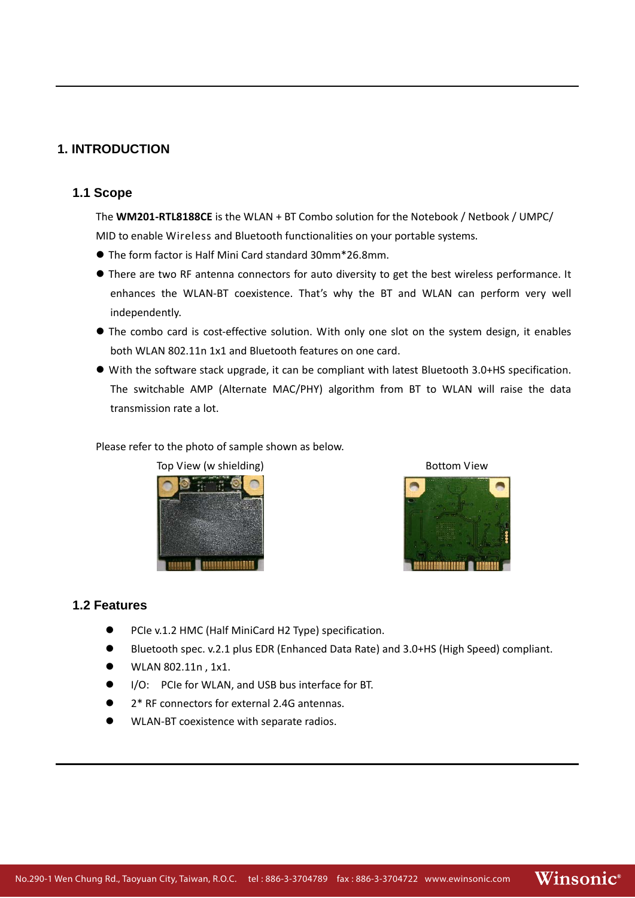# 1. INTRODUCTION

## 1.1 Scope

The **WM201-RTL8188CE** is the WLAN + BT Combo solution for the Notebook / Netbook / UMPC/ MID to enable Wireless and Bluetooth functionalities on your portable systems.

- The form factor is Half Mini Card standard 30mm*26.8mm.
- There are two RF antenna connectors for auto diversity to get the best wireless performance. It enhances the WLAN-BT coexistence. That's why the BT and WLAN can perform very well independently.
- The combo card is cost-effective solution. With only one slot on the system design, it enables both WLAN 802.11n 1x1 and Bluetooth features on one card.
- With the software stack upgrade, it can be compliant with latest Bluetooth 3.0+HS specification. The switchable AMP (Alternate MAC/PHY) algorithm from BT to WLAN will raise the data transmission rate a lot.

Please refer to the photo of sample shown as below.

Top View (w shielding)

Bottom View

## 1.2 Features

- PCIe v.1.2 HMC (Half MiniCard H2 Type) specification.
- Bluetooth spec. v.2.1 plus EDR (Enhanced Data Rate) and 3.0+HS (High Speed) compliant.
- WLAN 802.11n , 1x1.
- I/O: PCIe for WLAN, and USB bus interface for BT.
- 2* RF connectors for external 2.4G antennas.
- WLAN-BT coexistence with separate radios.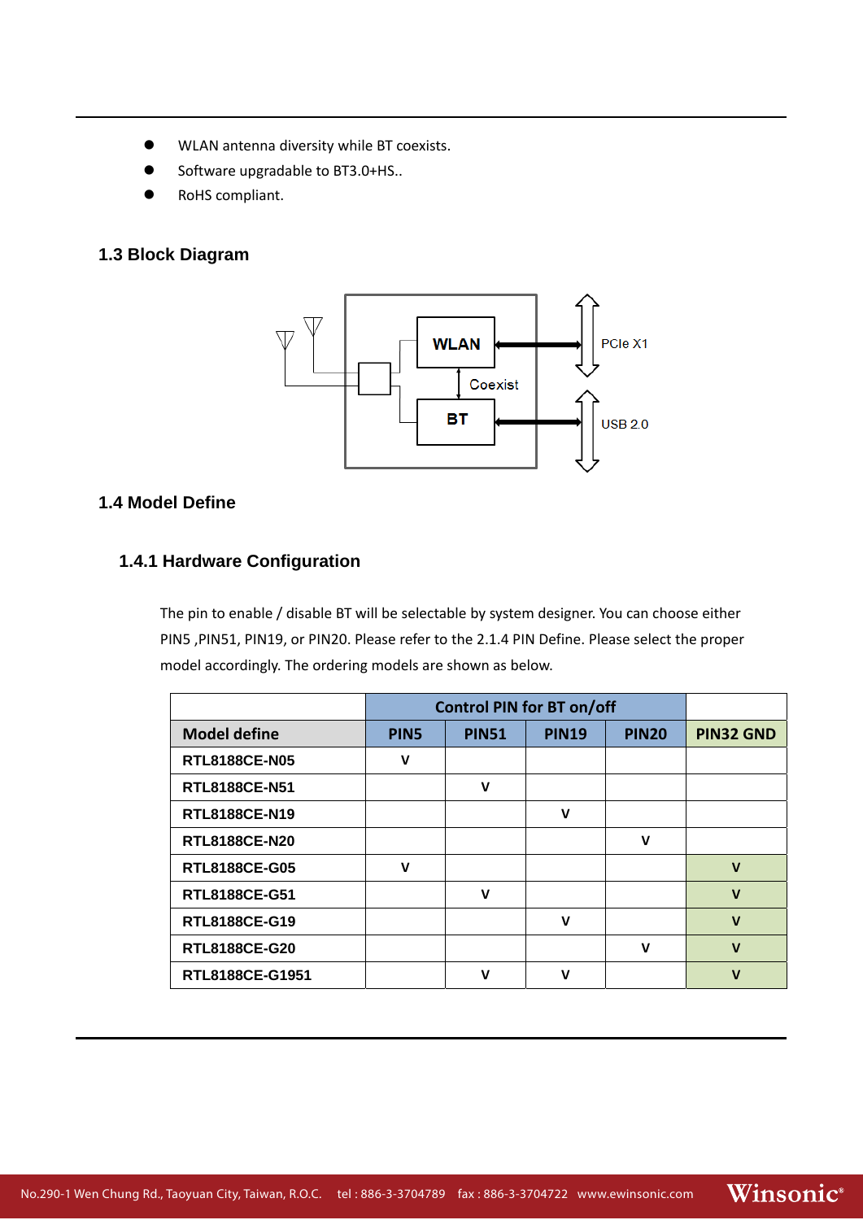- WLAN antenna diversity while BT coexists.
- Software upgradable to BT3.0+HS..
- RoHS compliant.

## 1.3 Block Diagram

## 1.4 Model Define

### 1.4.1 Hardware Configuration

The pin to enable / disable BT will be selectable by system designer. You can choose either PIN5 ,PIN51, PIN19, or PIN20. Please refer to the 2.1.4 PIN Define. Please select the proper model accordingly. The ordering models are shown as below.

| | Control PIN for BT on/off | | | | |
|---|---|---|---|---|---|
| **Model define** | **PIN5** | **PIN51** | **PIN19** | **PIN20** | **PIN32 GND** |
| RTL8188CE-N05 | V | | | | |
| RTL8188CE-N51 | | V | | | |
| RTL8188CE-N19 | | | V | | |
| RTL8188CE-N20 | | | | V | |
| RTL8188CE-G05 | V | | | | V |
| RTL8188CE-G51 | | V | | | V |
| RTL8188CE-G19 | | | V | | V |
| RTL8188CE-G20 | | | | V | V |
| RTL8188CE-G1951 | | V | V | | V |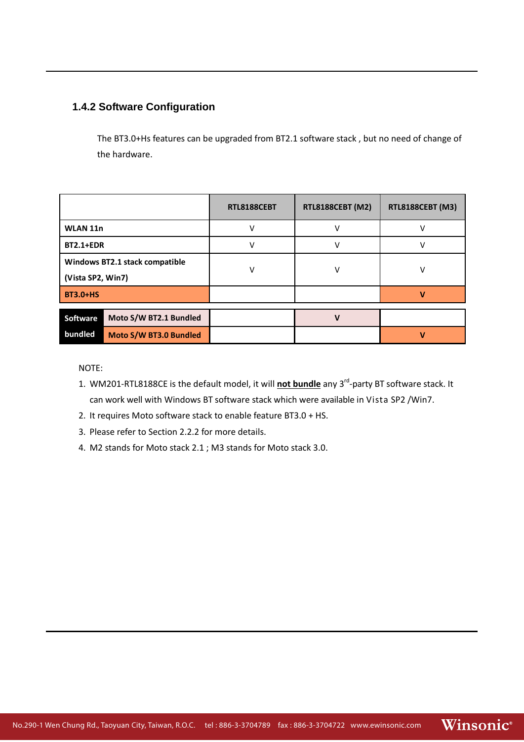### 1.4.2 Software Configuration

The BT3.0+Hs features can be upgraded from BT2.1 software stack , but no need of change of the hardware.

| | | RTL8188CEBT | RTL8188CEBT (M2) | RTL8188CEBT (M3) |
|---|---|---|---|---|
| **WLAN 11n** | | V | V | V |
| **BT2.1+EDR** | | V | V | V |
| **Windows BT2.1 stack compatible (Vista SP2, Win7)** | | V | V | V |
| **BT3.0+HS** | | | | **V** |
| **Software bundled** | **Moto S/W BT2.1 Bundled** | | **V** | |
| | **Moto S/W BT3.0 Bundled** | | | **V** |

NOTE:

1. WM201-RTL8188CE is the default model, it will **not bundle** any 3rd-party BT software stack. It can work well with Windows BT software stack which were available in Vista SP2 /Win7.
2. It requires Moto software stack to enable feature BT3.0 + HS.
3. Please refer to Section 2.2.2 for more details.
4. M2 stands for Moto stack 2.1 ; M3 stands for Moto stack 3.0.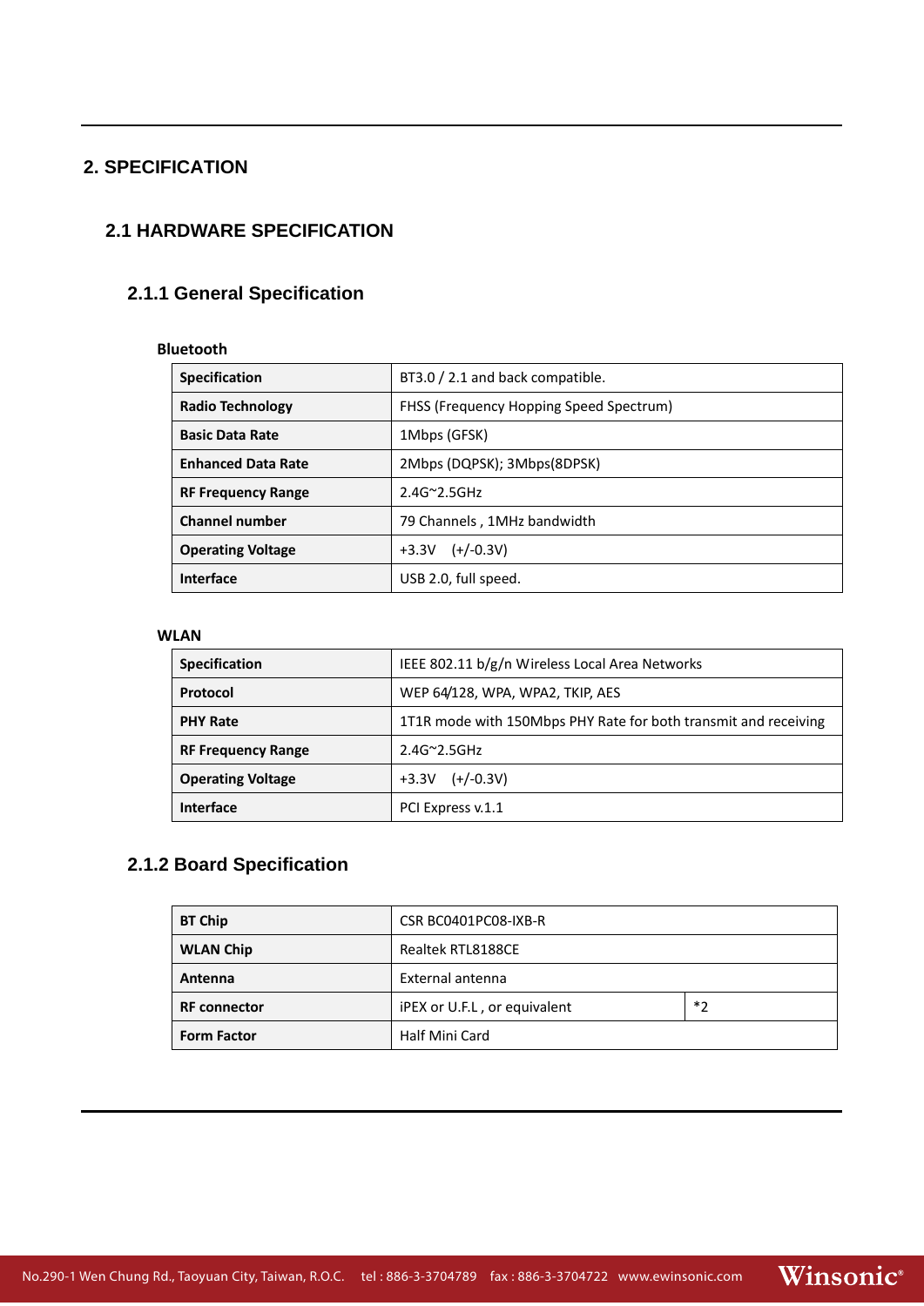# 2. SPECIFICATION

## 2.1 HARDWARE SPECIFICATION

### 2.1.1 General Specification

**Bluetooth**

| | |
|---|---|
| **Specification** | BT3.0 / 2.1 and back compatible. |
| **Radio Technology** | FHSS (Frequency Hopping Speed Spectrum) |
| **Basic Data Rate** | 1Mbps (GFSK) |
| **Enhanced Data Rate** | 2Mbps (DQPSK); 3Mbps(8DPSK) |
| **RF Frequency Range** | 2.4G~2.5GHz |
| **Channel number** | 79 Channels , 1MHz bandwidth |
| **Operating Voltage** | +3.3V (+/-0.3V) |
| **Interface** | USB 2.0, full speed. |

**WLAN**

| | |
|---|---|
| **Specification** | IEEE 802.11 b/g/n Wireless Local Area Networks |
| **Protocol** | WEP 64/128, WPA, WPA2, TKIP, AES |
| **PHY Rate** | 1T1R mode with 150Mbps PHY Rate for both transmit and receiving |
| **RF Frequency Range** | 2.4G~2.5GHz |
| **Operating Voltage** | +3.3V (+/-0.3V) |
| **Interface** | PCI Express v.1.1 |

### 2.1.2 Board Specification

| | | |
|---|---|---|
| **BT Chip** | CSR BC0401PC08-IXB-R | |
| **WLAN Chip** | Realtek RTL8188CE | |
| **Antenna** | External antenna | |
| **RF connector** | iPEX or U.F.L , or equivalent | *2 |
| **Form Factor** | Half Mini Card | |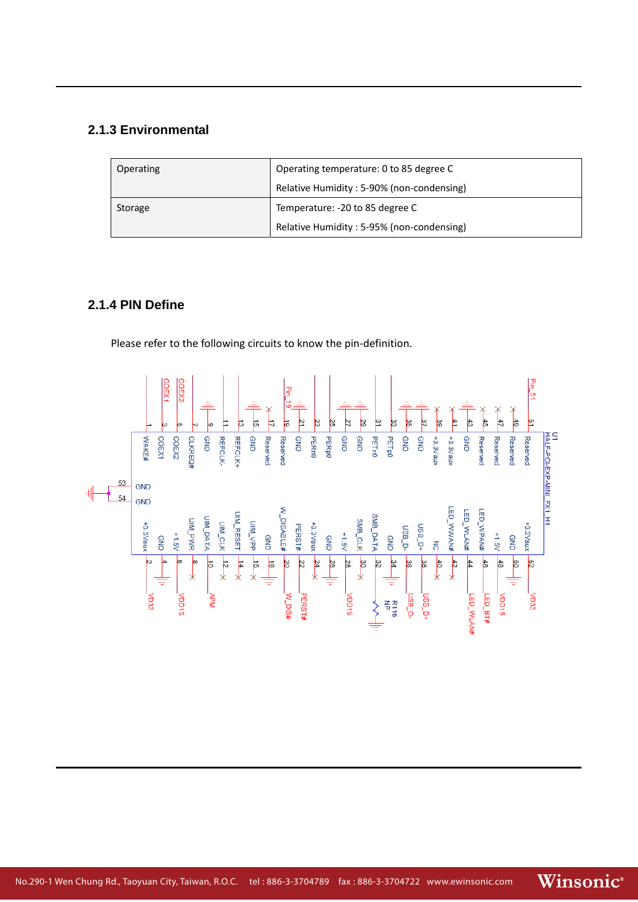### 2.1.3 Environmental

| Operating | Operating temperature: 0 to 85 degree C<br>Relative Humidity : 5-90% (non-condensing) |
|---|---|
| Storage | Temperature: -20 to 85 degree C<br>Relative Humidity : 5-95% (non-condensing) |

### 2.1.4 PIN Define

Please refer to the following circuits to know the pin-definition.

U1
HALF-PCI-EXP-MINI_FX1_H1

| Pin | Name | Net | Pin | Name | Net |
|---|---|---|---|---|---|
| 1 | WAKE# | | 2 | +3.3Vaux | VD33 |
| 3 | COEX1 | COEX1 | 4 | GND | |
| 5 | COEX2 | COEX2 | 6 | +1.5V | VDD15 |
| 7 | CLKREQ# | | 8 | UIM_PWR | |
| 9 | GND | | 10 | UIM_DATA | APM |
| 11 | REFCLK- | | 12 | UIM_CLK | |
| 13 | REFCLK+ | | 14 | UIM_RESET | |
| 15 | GND | | 16 | UIM_VPP | |
| 17 | Reserved | | 18 | GND | |
| 19 | Reserved | Pin_19 | 20 | W_DISABLE# | W_DIS# |
| 21 | GND | | 22 | PERST# | PERST# |
| 23 | PERn0 | | 24 | +3.3Vaux | |
| 25 | PERp0 | | 26 | GND | |
| 27 | GND | | 28 | +1.5V | VDD15 |
| 29 | GND | | 30 | SMB_CLK | |
| 31 | PETn0 | | 32 | SMB_DATA | R116 NP |
| 33 | PETp0 | | 34 | GND | |
| 35 | GND | | 36 | USB_D- | USB_D- |
| 37 | GND | | 38 | USB_D+ | USB_D+ |
| 39 | +3.3Vaux | | 40 | NC | |
| 41 | +3.3Vaux | | 42 | LED_WWAN# | |
| 43 | GND | | 44 | LED_WLAN# | LED_WLAN# |
| 45 | Reserved | | 46 | LED_WPAN# | LED_BT# |
| 47 | Reserved | | 48 | +1.5V | VDD15 |
| 49 | Reserved | | 50 | GND | |
| 51 | Reserved | Pin_51 | 52 | +3.3Vaux | VD33 |
| 53 | GND | | 54 | GND | |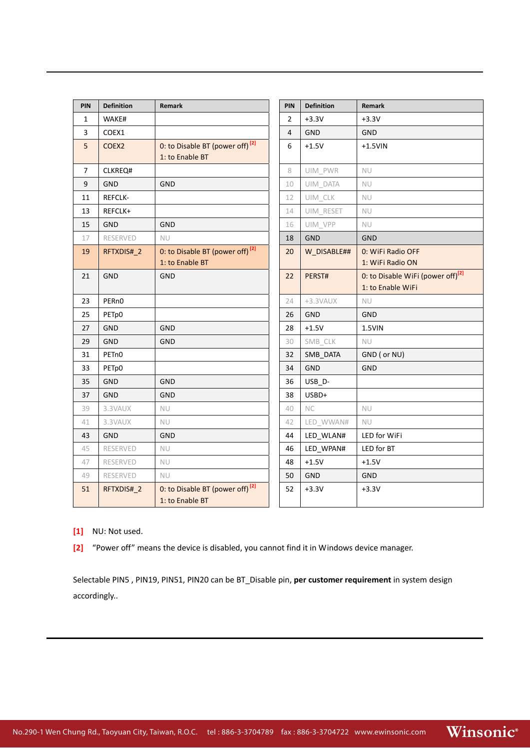| PIN | Definition | Remark |
|---|---|---|
| 1 | WAKE# | |
| 3 | COEX1 | |
| 5 | COEX2 | 0: to Disable BT (power off) [2]<br>1: to Enable BT |
| 7 | CLKREQ# | |
| 9 | GND | GND |
| 11 | REFCLK- | |
| 13 | REFCLK+ | |
| 15 | GND | GND |
| 17 | RESERVED | NU |
| 19 | RFTXDIS#_2 | 0: to Disable BT (power off) [2]<br>1: to Enable BT |
| 21 | GND | GND |
| 23 | PERn0 | |
| 25 | PETp0 | |
| 27 | GND | GND |
| 29 | GND | GND |
| 31 | PETn0 | |
| 33 | PETp0 | |
| 35 | GND | GND |
| 37 | GND | GND |
| 39 | 3.3VAUX | NU |
| 41 | 3.3VAUX | NU |
| 43 | GND | GND |
| 45 | RESERVED | NU |
| 47 | RESERVED | NU |
| 49 | RESERVED | NU |
| 51 | RFTXDIS#_2 | 0: to Disable BT (power off) [2]<br>1: to Enable BT |

| PIN | Definition | Remark |
|---|---|---|
| 2 | +3.3V | +3.3V |
| 4 | GND | GND |
| 6 | +1.5V | +1.5VIN |
| 8 | UIM_PWR | NU |
| 10 | UIM_DATA | NU |
| 12 | UIM_CLK | NU |
| 14 | UIM_RESET | NU |
| 16 | UIM_VPP | NU |
| 18 | GND | GND |
| 20 | W_DISABLE## | 0: WiFi Radio OFF<br>1: WiFi Radio ON |
| 22 | PERST# | 0: to Disable WiFi (power off) [2]<br>1: to Enable WiFi |
| 24 | +3.3VAUX | NU |
| 26 | GND | GND |
| 28 | +1.5V | 1.5VIN |
| 30 | SMB_CLK | NU |
| 32 | SMB_DATA | GND ( or NU) |
| 34 | GND | GND |
| 36 | USB_D- | |
| 38 | USBD+ | |
| 40 | NC | NU |
| 42 | LED_WWAN# | NU |
| 44 | LED_WLAN# | LED for WiFi |
| 46 | LED_WPAN# | LED for BT |
| 48 | +1.5V | +1.5V |
| 50 | GND | GND |
| 52 | +3.3V | +3.3V |

[1] NU: Not used.

[2] “Power off” means the device is disabled, you cannot find it in Windows device manager.

Selectable PIN5 , PIN19, PIN51, PIN20 can be BT_Disable pin, **per customer requirement** in system design accordingly..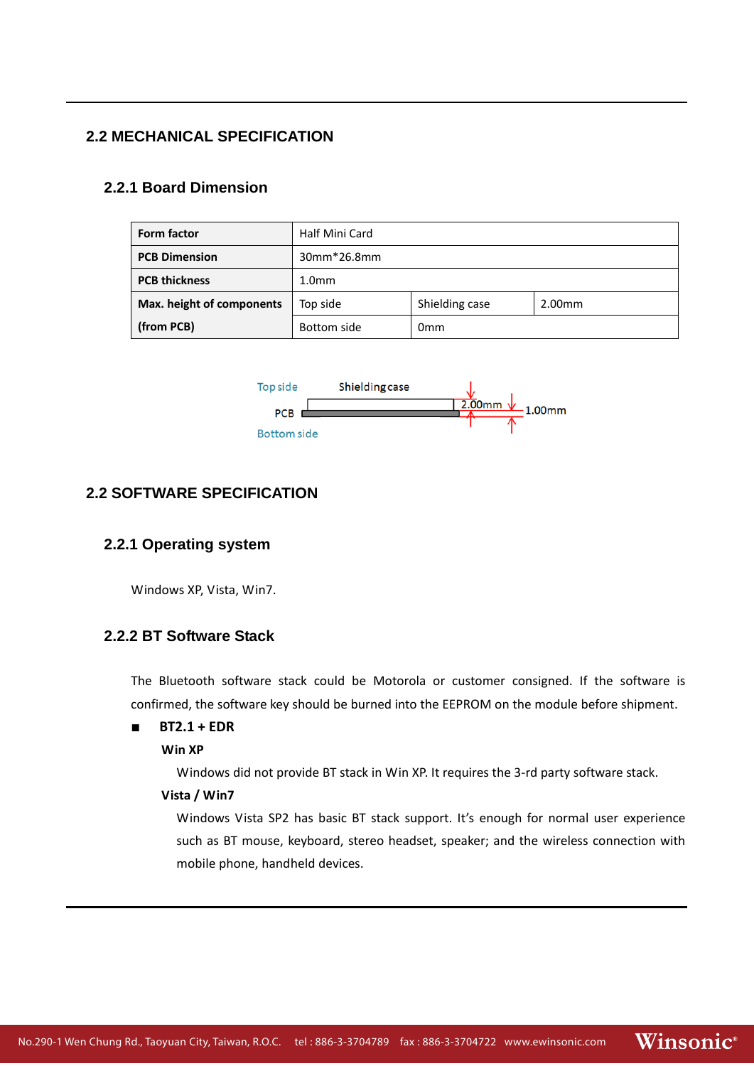## 2.2 MECHANICAL SPECIFICATION

### 2.2.1 Board Dimension

| **Form factor** | Half Mini Card | | |
|---|---|---|---|
| **PCB Dimension** | 30mm*26.8mm | | |
| **PCB thickness** | 1.0mm | | |
| **Max. height of components (from PCB)** | Top side | Shielding case | 2.00mm |
| | Bottom side | 0mm | |

Top side Shielding case
PCB 2.00mm 1.00mm
Bottom side

## 2.2 SOFTWARE SPECIFICATION

### 2.2.1 Operating system

Windows XP, Vista, Win7.

### 2.2.2 BT Software Stack

The Bluetooth software stack could be Motorola or customer consigned. If the software is confirmed, the software key should be burned into the EEPROM on the module before shipment.

- **BT2.1 + EDR**

  **Win XP**

  Windows did not provide BT stack in Win XP. It requires the 3-rd party software stack.

  **Vista / Win7**

  Windows Vista SP2 has basic BT stack support. It's enough for normal user experience such as BT mouse, keyboard, stereo headset, speaker; and the wireless connection with mobile phone, handheld devices.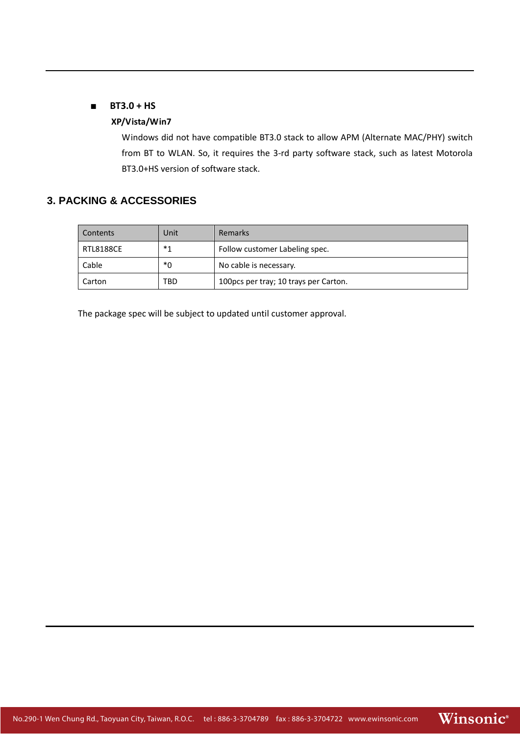- **BT3.0 + HS**

  **XP/Vista/Win7**

  Windows did not have compatible BT3.0 stack to allow APM (Alternate MAC/PHY) switch from BT to WLAN. So, it requires the 3-rd party software stack, such as latest Motorola BT3.0+HS version of software stack.

## 3. PACKING & ACCESSORIES

| Contents | Unit | Remarks |
|---|---|---|
| RTL8188CE | *1 | Follow customer Labeling spec. |
| Cable | *0 | No cable is necessary. |
| Carton | TBD | 100pcs per tray; 10 trays per Carton. |

The package spec will be subject to updated until customer approval.